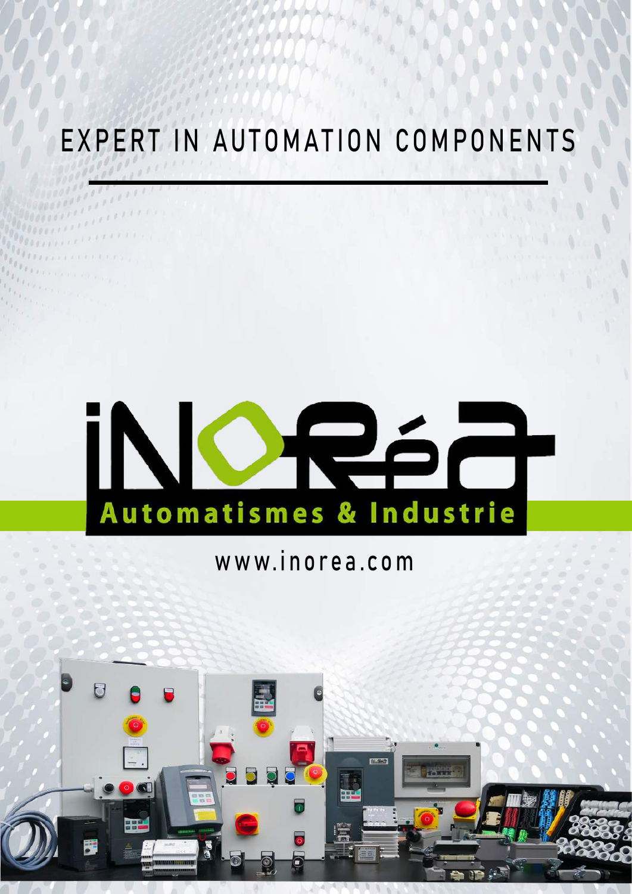# EXPERT IN AUTOMATION COMPONENTS

iNORéa

**Automatismes & Industrie**

www.inorea.com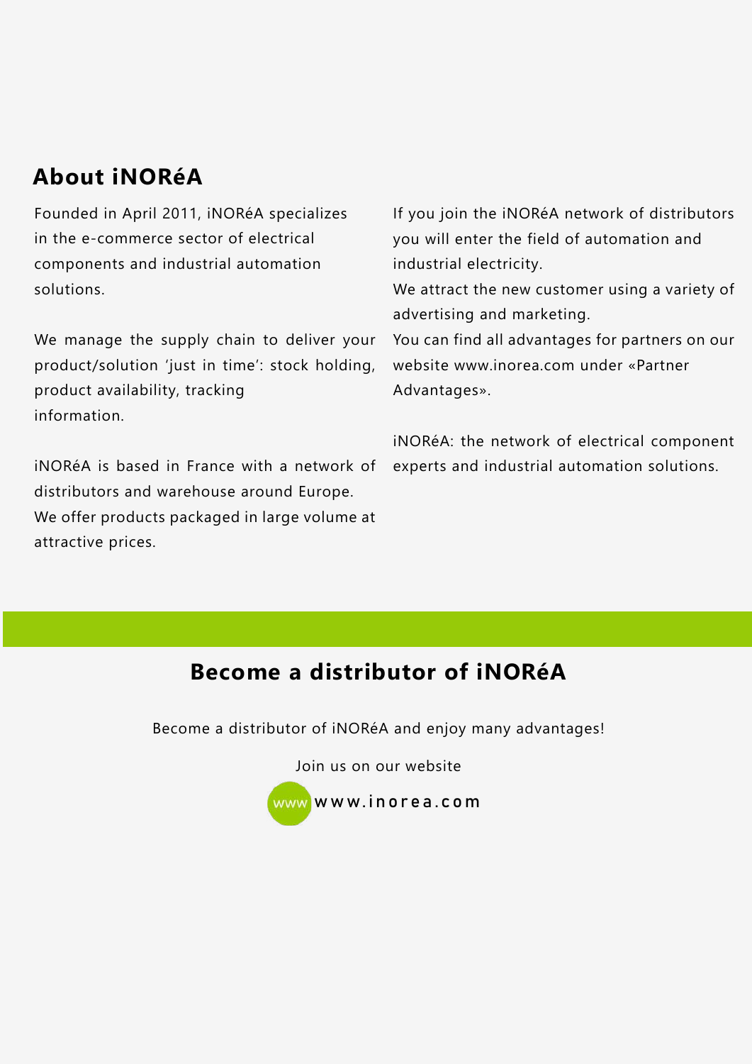## About iNORéA

Founded in April 2011, iNORéA specializes in the e-commerce sector of electrical components and industrial automation solutions.

We manage the supply chain to deliver your product/solution 'just in time': stock holding, product availability, tracking information.

iNORéA is based in France with a network of distributors and warehouse around Europe. We offer products packaged in large volume at attractive prices.

If you join the iNORéA network of distributors you will enter the field of automation and industrial electricity.
We attract the new customer using a variety of advertising and marketing.
You can find all advantages for partners on our website www.inorea.com under «Partner Advantages».

iNORéA: the network of electrical component experts and industrial automation solutions.

## Become a distributor of iNORéA

Become a distributor of iNORéA and enjoy many advantages!

Join us on our website

www www.inorea.com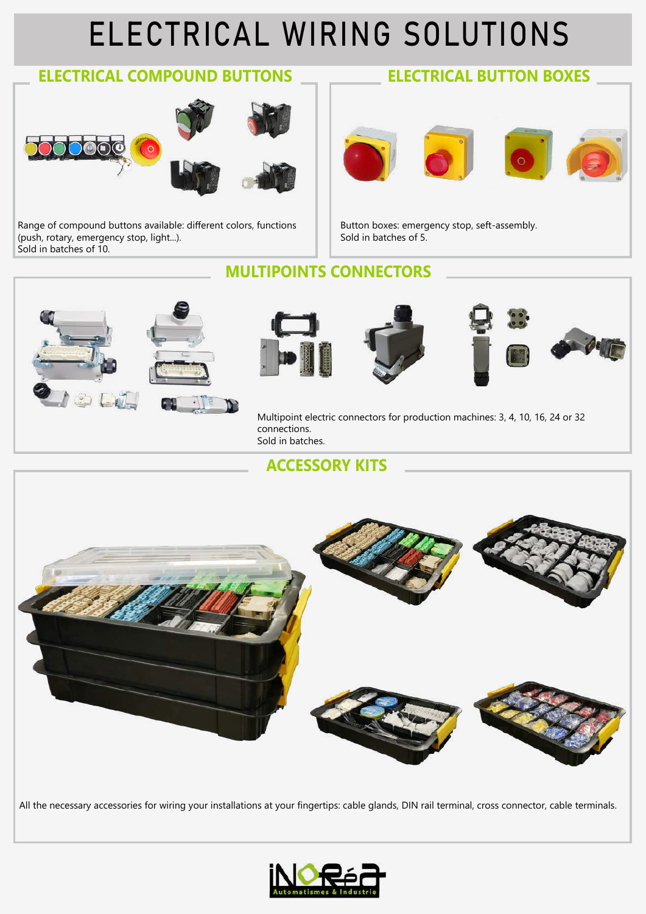# ELECTRICAL WIRING SOLUTIONS

## ELECTRICAL COMPOUND BUTTONS

Range of compound buttons available: different colors, functions (push, rotary, emergency stop, light...).
Sold in batches of 10.

## ELECTRICAL BUTTON BOXES

Button boxes: emergency stop, seft-assembly.
Sold in batches of 5.

## MULTIPOINTS CONNECTORS

Multipoint electric connectors for production machines: 3, 4, 10, 16, 24 or 32 connections.
Sold in batches.

## ACCESSORY KITS

All the necessary accessories for wiring your installations at your fingertips: cable glands, DIN rail terminal, cross connector, cable terminals.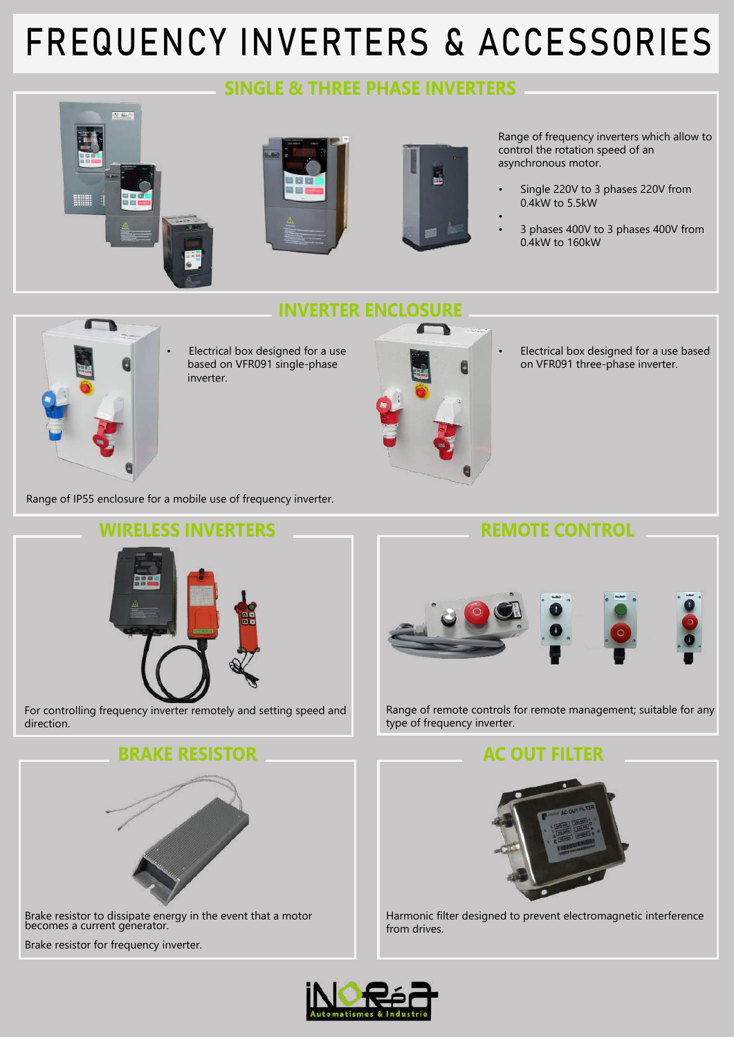# FREQUENCY INVERTERS & ACCESSORIES

## SINGLE & THREE PHASE INVERTERS

Range of frequency inverters which allow to control the rotation speed of an asynchronous motor.

- Single 220V to 3 phases 220V from 0.4kW to 5.5kW
- 3 phases 400V to 3 phases 400V from 0.4kW to 160kW

## INVERTER ENCLOSURE

- Electrical box designed for a use based on VFR091 single-phase inverter.

- Electrical box designed for a use based on VFR091 three-phase inverter.

Range of IP55 enclosure for a mobile use of frequency inverter.

## WIRELESS INVERTERS

For controlling frequency inverter remotely and setting speed and direction.

## REMOTE CONTROL

Range of remote controls for remote management; suitable for any type of frequency inverter.

## BRAKE RESISTOR

Brake resistor to dissipate energy in the event that a motor becomes a current generator.

Brake resistor for frequency inverter.

## AC OUT FILTER

Harmonic filter designed to prevent electromagnetic interference from drives.

iNORéa Automatismes & Industrie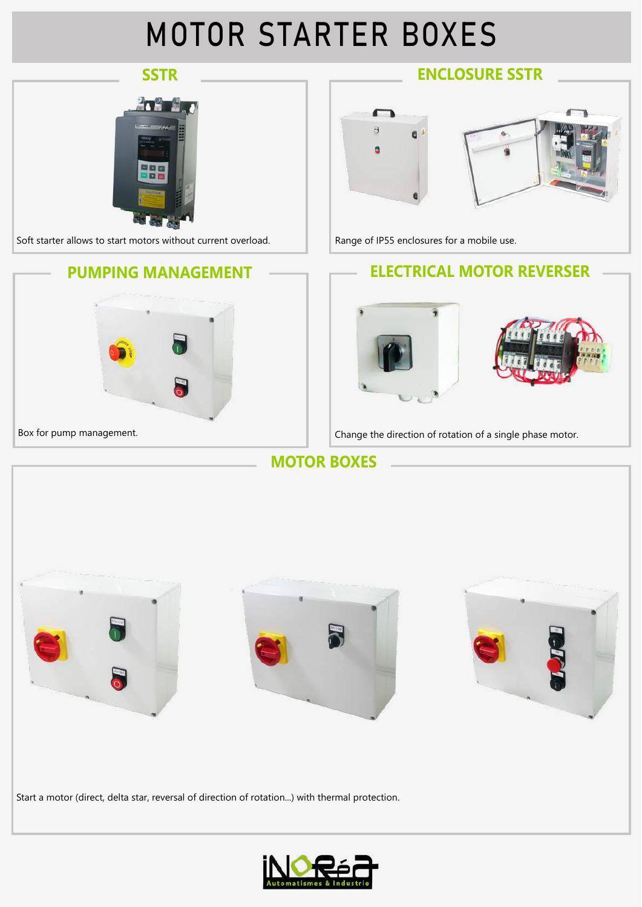# MOTOR STARTER BOXES

## SSTR

Soft starter allows to start motors without current overload.

## ENCLOSURE SSTR

Range of IP55 enclosures for a mobile use.

## PUMPING MANAGEMENT

Box for pump management.

## ELECTRICAL MOTOR REVERSER

Change the direction of rotation of a single phase motor.

## MOTOR BOXES

Start a motor (direct, delta star, reversal of direction of rotation...) with thermal protection.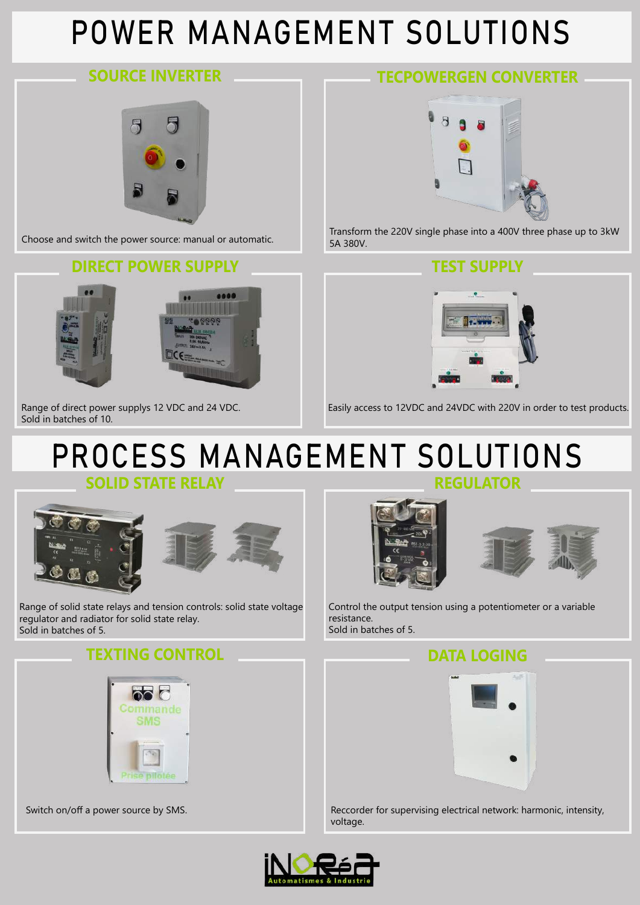# POWER MANAGEMENT SOLUTIONS

## SOURCE INVERTER

Choose and switch the power source: manual or automatic.

## TECPOWERGEN CONVERTER

Transform the 220V single phase into a 400V three phase up to 3kW 5A 380V.

## DIRECT POWER SUPPLY

Range of direct power supplys 12 VDC and 24 VDC.
Sold in batches of 10.

## TEST SUPPLY

Easily access to 12VDC and 24VDC with 220V in order to test products.

# PROCESS MANAGEMENT SOLUTIONS

## SOLID STATE RELAY

Range of solid state relays and tension controls: solid state voltage regulator and radiator for solid state relay.
Sold in batches of 5.

## REGULATOR

Control the output tension using a potentiometer or a variable resistance.
Sold in batches of 5.

## TEXTING CONTROL

Switch on/off a power source by SMS.

## DATA LOGING

Reccorder for supervising electrical network: harmonic, intensity, voltage.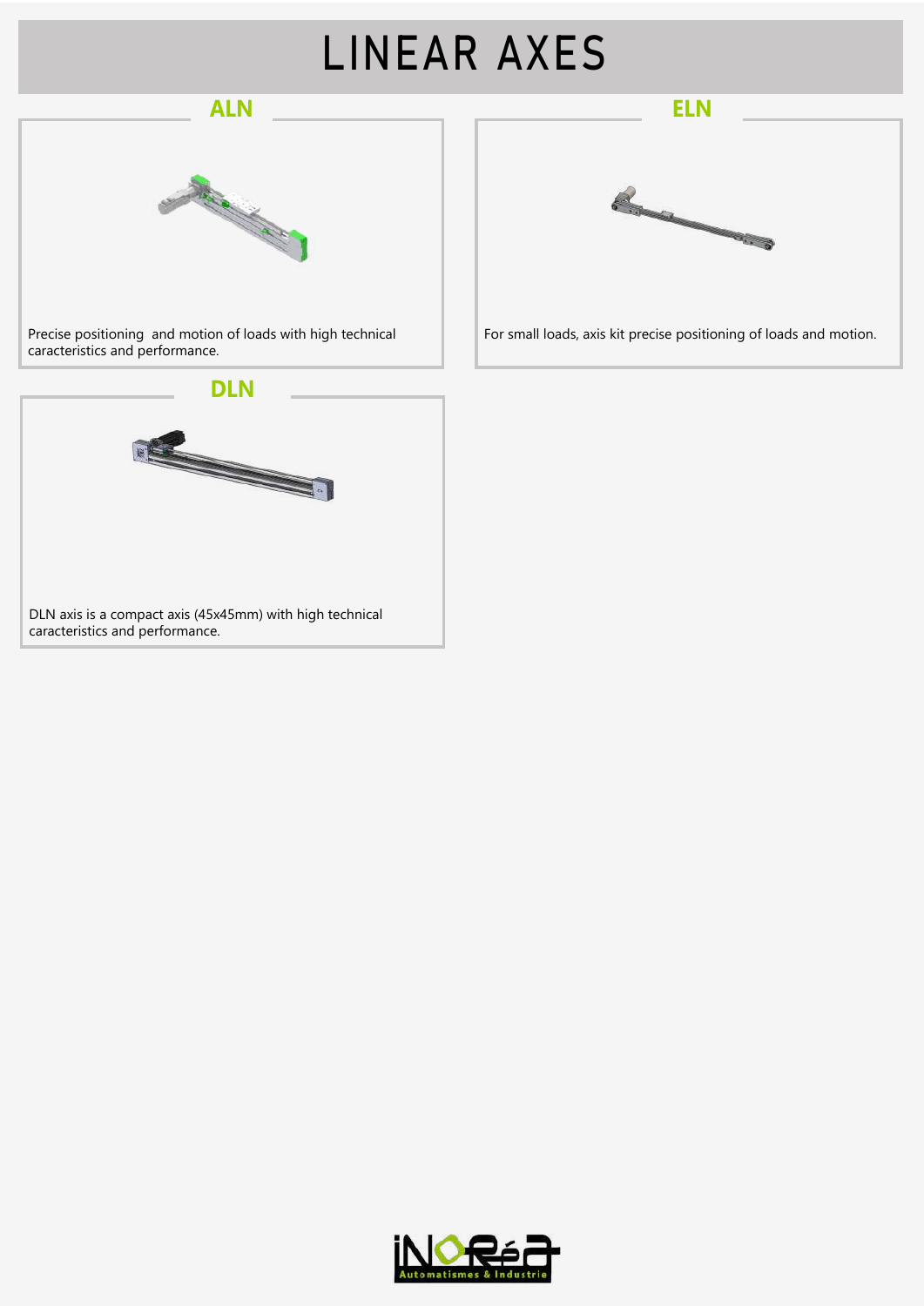# LINEAR AXES

## ALN

Precise positioning  and motion of loads with high technical caracteristics and performance.

## ELN

For small loads, axis kit precise positioning of loads and motion.

## DLN

DLN axis is a compact axis (45x45mm) with high technical caracteristics and performance.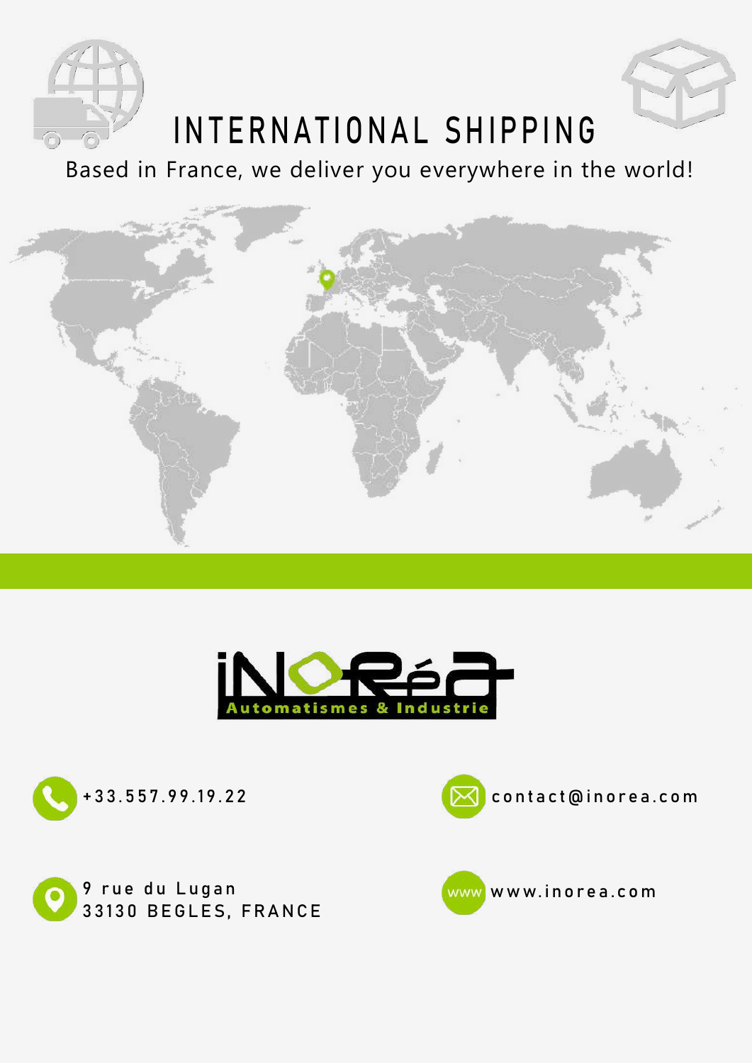# INTERNATIONAL SHIPPING

Based in France, we deliver you everywhere in the world!

iNORéa

Automatismes & Industrie

+33.557.99.19.22

contact@inorea.com

9 rue du Lugan
33130 BEGLES, FRANCE

www.inorea.com